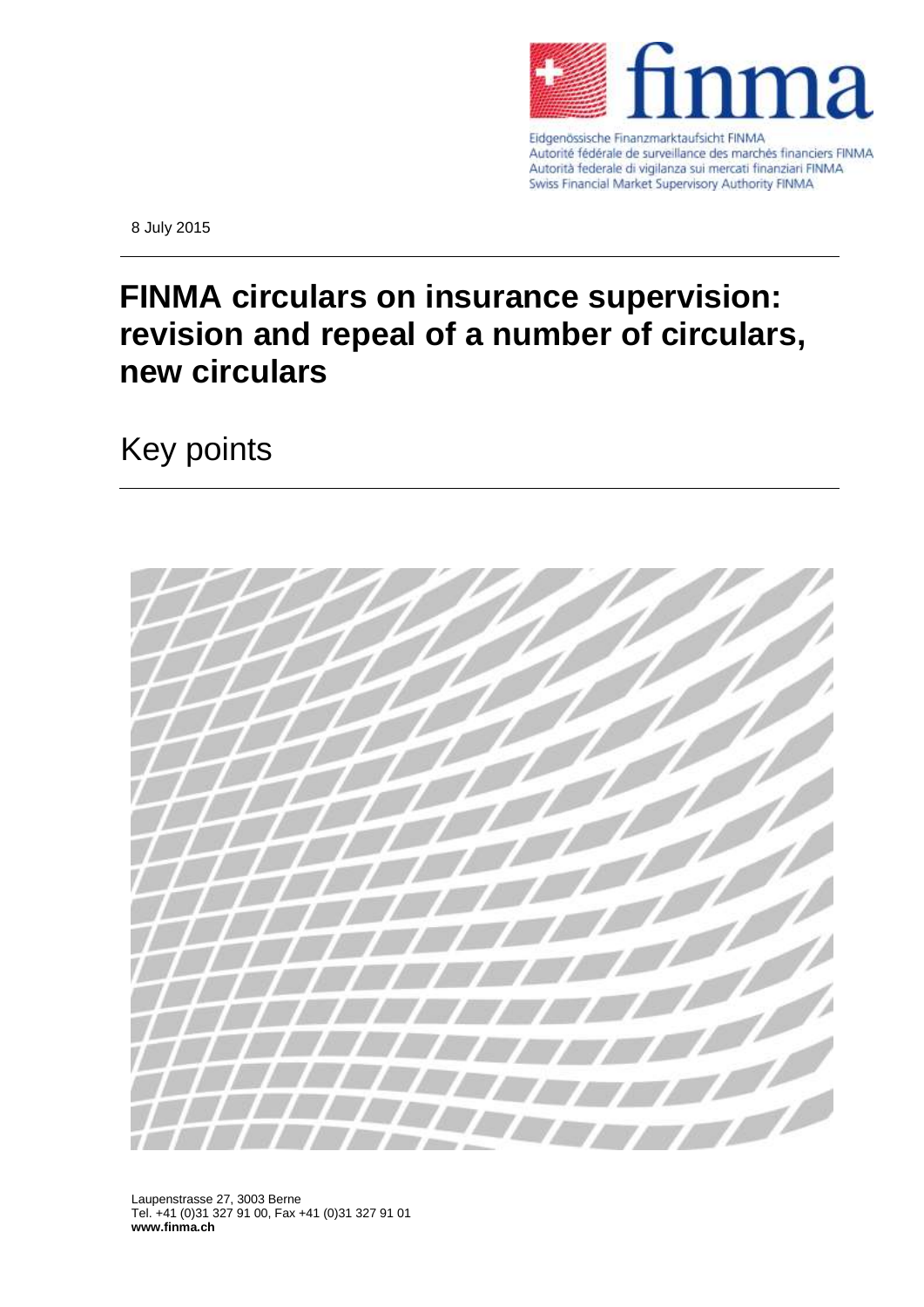Eidgenössische Finanzmarktaufsicht FINMA
Autorité fédérale de surveillance des marchés financiers FINMA
Autorità federale di vigilanza sui mercati finanziari FINMA
Swiss Financial Market Supervisory Authority FINMA

8 July 2015

# FINMA circulars on insurance supervision: revision and repeal of a number of circulars, new circulars

## Key points

Laupenstrasse 27, 3003 Berne
Tel. +41 (0)31 327 91 00, Fax +41 (0)31 327 91 01
**www.finma.ch**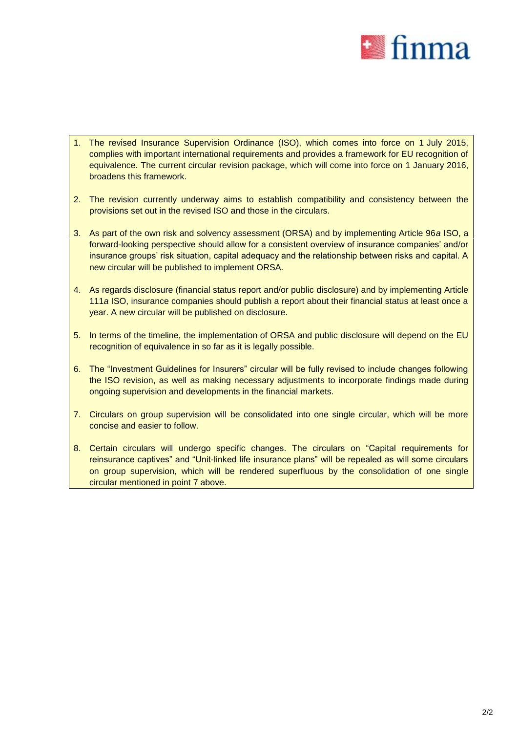1. The revised Insurance Supervision Ordinance (ISO), which comes into force on 1 July 2015, complies with important international requirements and provides a framework for EU recognition of equivalence. The current circular revision package, which will come into force on 1 January 2016, broadens this framework.

2. The revision currently underway aims to establish compatibility and consistency between the provisions set out in the revised ISO and those in the circulars.

3. As part of the own risk and solvency assessment (ORSA) and by implementing Article 96*a* ISO, a forward-looking perspective should allow for a consistent overview of insurance companies' and/or insurance groups' risk situation, capital adequacy and the relationship between risks and capital. A new circular will be published to implement ORSA.

4. As regards disclosure (financial status report and/or public disclosure) and by implementing Article 111*a* ISO, insurance companies should publish a report about their financial status at least once a year. A new circular will be published on disclosure.

5. In terms of the timeline, the implementation of ORSA and public disclosure will depend on the EU recognition of equivalence in so far as it is legally possible.

6. The "Investment Guidelines for Insurers" circular will be fully revised to include changes following the ISO revision, as well as making necessary adjustments to incorporate findings made during ongoing supervision and developments in the financial markets.

7. Circulars on group supervision will be consolidated into one single circular, which will be more concise and easier to follow.

8. Certain circulars will undergo specific changes. The circulars on "Capital requirements for reinsurance captives" and "Unit-linked life insurance plans" will be repealed as will some circulars on group supervision, which will be rendered superfluous by the consolidation of one single circular mentioned in point 7 above.